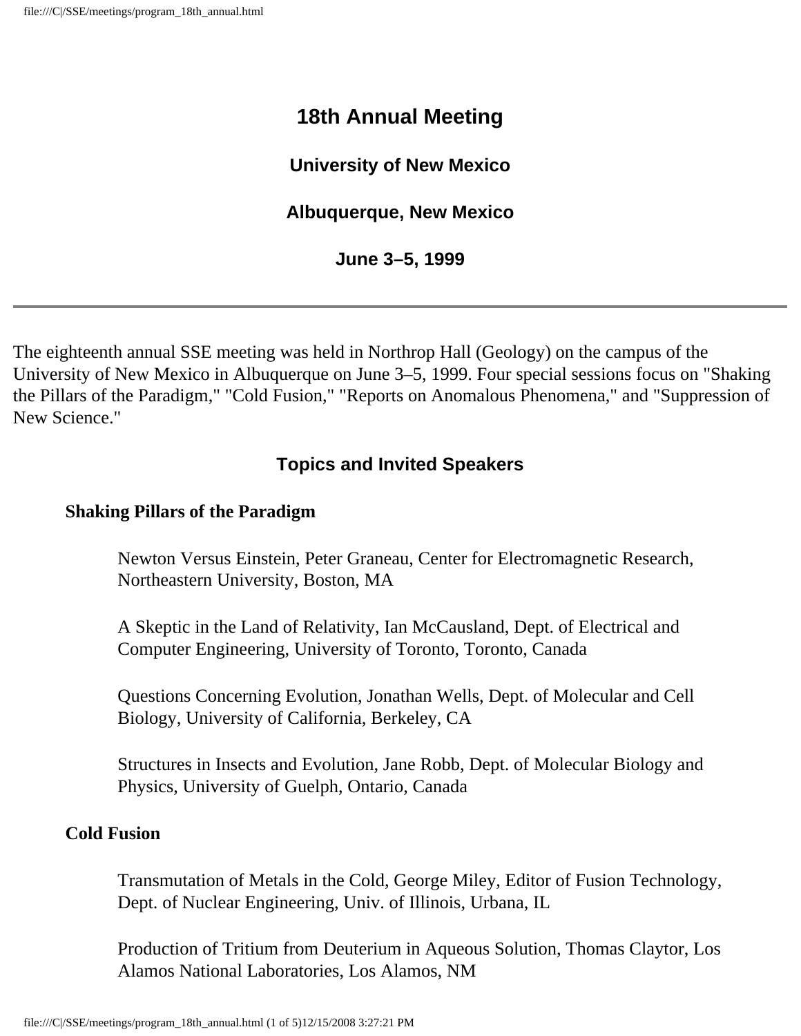# 18th Annual Meeting

### University of New Mexico

### Albuquerque, New Mexico

### June 3–5, 1999

---

The eighteenth annual SSE meeting was held in Northrop Hall (Geology) on the campus of the University of New Mexico in Albuquerque on June 3–5, 1999. Four special sessions focus on "Shaking the Pillars of the Paradigm," "Cold Fusion," "Reports on Anomalous Phenomena," and "Suppression of New Science."

## Topics and Invited Speakers

**Shaking Pillars of the Paradigm**

Newton Versus Einstein, Peter Graneau, Center for Electromagnetic Research, Northeastern University, Boston, MA

A Skeptic in the Land of Relativity, Ian McCausland, Dept. of Electrical and Computer Engineering, University of Toronto, Toronto, Canada

Questions Concerning Evolution, Jonathan Wells, Dept. of Molecular and Cell Biology, University of California, Berkeley, CA

Structures in Insects and Evolution, Jane Robb, Dept. of Molecular Biology and Physics, University of Guelph, Ontario, Canada

**Cold Fusion**

Transmutation of Metals in the Cold, George Miley, Editor of Fusion Technology, Dept. of Nuclear Engineering, Univ. of Illinois, Urbana, IL

Production of Tritium from Deuterium in Aqueous Solution, Thomas Claytor, Los Alamos National Laboratories, Los Alamos, NM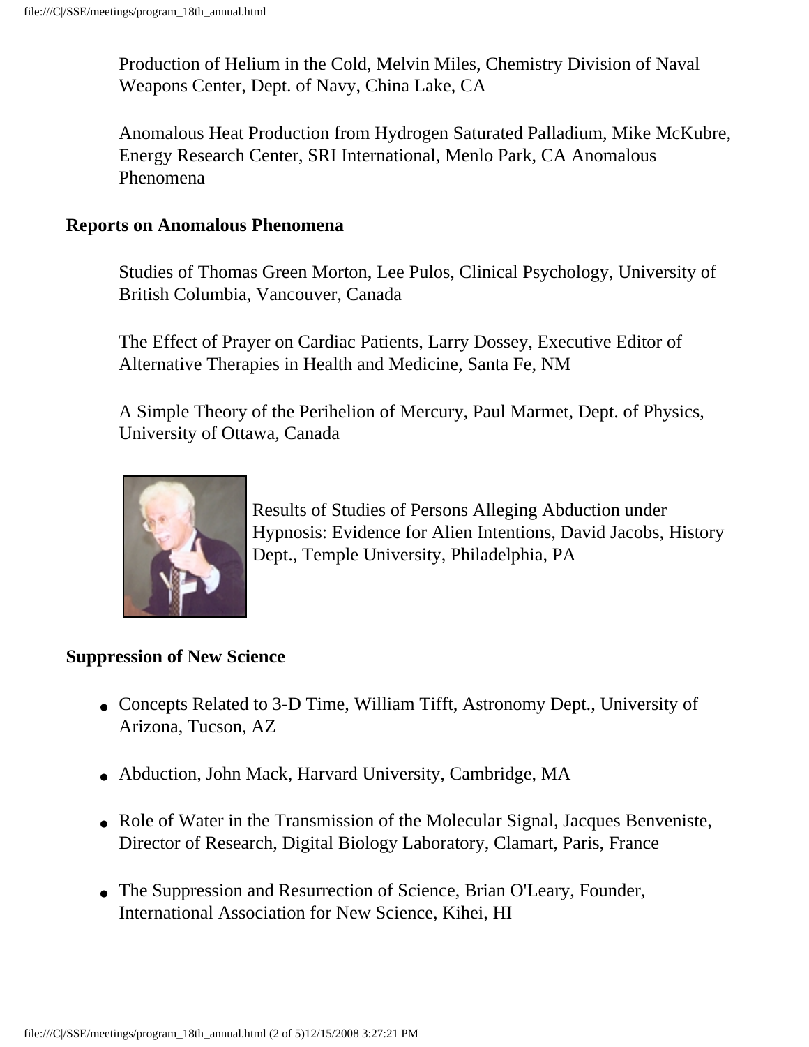Production of Helium in the Cold, Melvin Miles, Chemistry Division of Naval Weapons Center, Dept. of Navy, China Lake, CA

Anomalous Heat Production from Hydrogen Saturated Palladium, Mike McKubre, Energy Research Center, SRI International, Menlo Park, CA Anomalous Phenomena

**Reports on Anomalous Phenomena**

Studies of Thomas Green Morton, Lee Pulos, Clinical Psychology, University of British Columbia, Vancouver, Canada

The Effect of Prayer on Cardiac Patients, Larry Dossey, Executive Editor of Alternative Therapies in Health and Medicine, Santa Fe, NM

A Simple Theory of the Perihelion of Mercury, Paul Marmet, Dept. of Physics, University of Ottawa, Canada

Results of Studies of Persons Alleging Abduction under Hypnosis: Evidence for Alien Intentions, David Jacobs, History Dept., Temple University, Philadelphia, PA

**Suppression of New Science**

- Concepts Related to 3-D Time, William Tifft, Astronomy Dept., University of Arizona, Tucson, AZ
- Abduction, John Mack, Harvard University, Cambridge, MA
- Role of Water in the Transmission of the Molecular Signal, Jacques Benveniste, Director of Research, Digital Biology Laboratory, Clamart, Paris, France
- The Suppression and Resurrection of Science, Brian O'Leary, Founder, International Association for New Science, Kihei, HI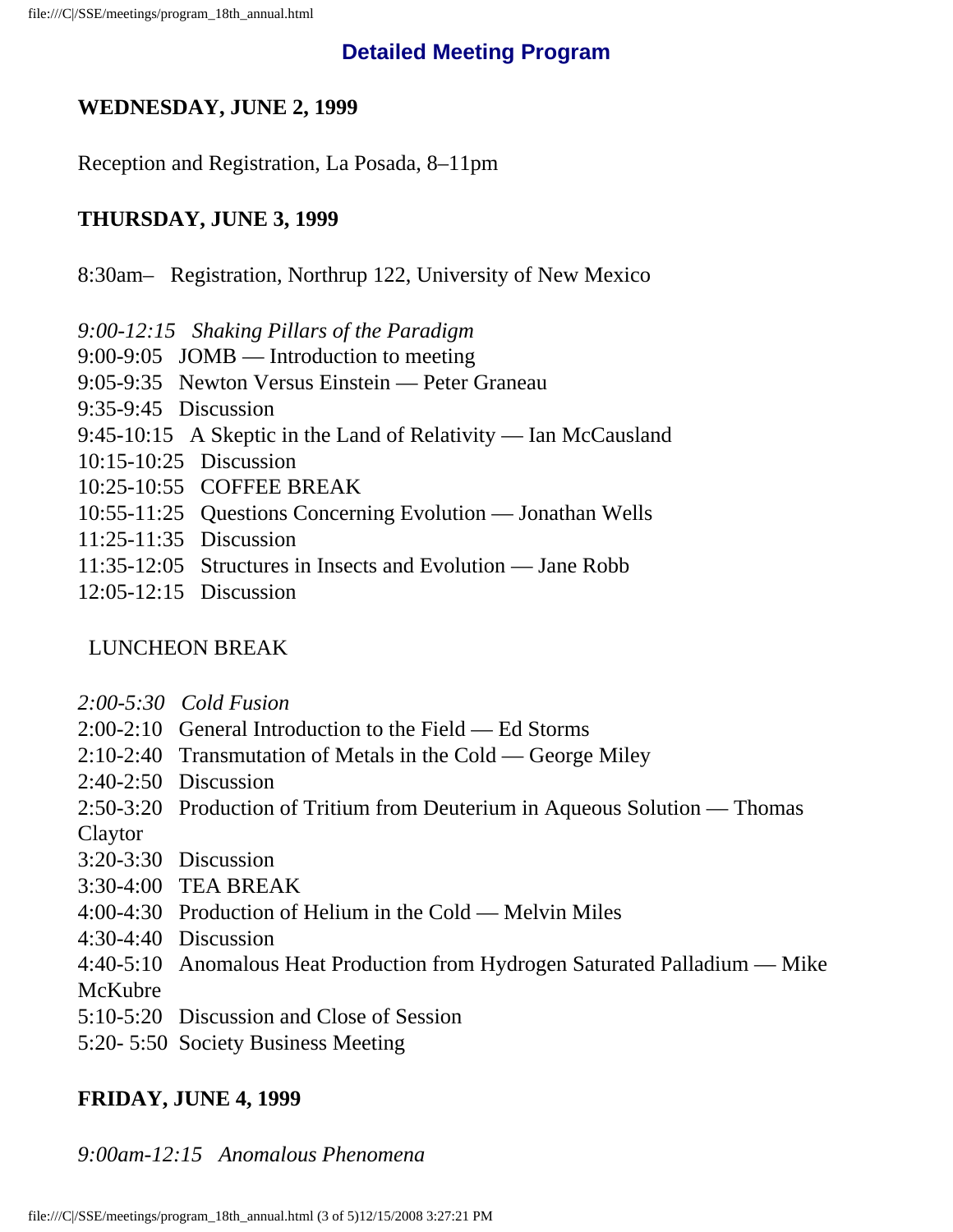## Detailed Meeting Program

**WEDNESDAY, JUNE 2, 1999**

Reception and Registration, La Posada, 8–11pm

**THURSDAY, JUNE 3, 1999**

8:30am– Registration, Northrup 122, University of New Mexico

*9:00-12:15 Shaking Pillars of the Paradigm*
9:00-9:05 JOMB — Introduction to meeting
9:05-9:35 Newton Versus Einstein — Peter Graneau
9:35-9:45 Discussion
9:45-10:15 A Skeptic in the Land of Relativity — Ian McCausland
10:15-10:25 Discussion
10:25-10:55 COFFEE BREAK
10:55-11:25 Questions Concerning Evolution — Jonathan Wells
11:25-11:35 Discussion
11:35-12:05 Structures in Insects and Evolution — Jane Robb
12:05-12:15 Discussion

LUNCHEON BREAK

*2:00-5:30 Cold Fusion*
2:00-2:10 General Introduction to the Field — Ed Storms
2:10-2:40 Transmutation of Metals in the Cold — George Miley
2:40-2:50 Discussion
2:50-3:20 Production of Tritium from Deuterium in Aqueous Solution — Thomas Claytor
3:20-3:30 Discussion
3:30-4:00 TEA BREAK
4:00-4:30 Production of Helium in the Cold — Melvin Miles
4:30-4:40 Discussion
4:40-5:10 Anomalous Heat Production from Hydrogen Saturated Palladium — Mike McKubre
5:10-5:20 Discussion and Close of Session
5:20- 5:50 Society Business Meeting

**FRIDAY, JUNE 4, 1999**

*9:00am-12:15 Anomalous Phenomena*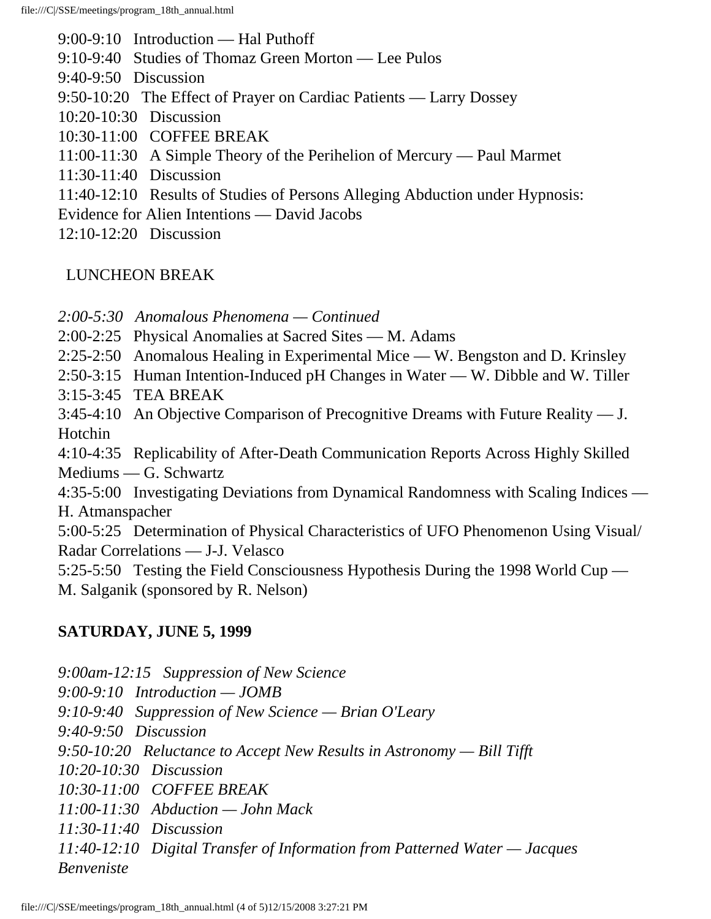9:00-9:10 Introduction — Hal Puthoff
9:10-9:40 Studies of Thomaz Green Morton — Lee Pulos
9:40-9:50 Discussion
9:50-10:20 The Effect of Prayer on Cardiac Patients — Larry Dossey
10:20-10:30 Discussion
10:30-11:00 COFFEE BREAK
11:00-11:30 A Simple Theory of the Perihelion of Mercury — Paul Marmet
11:30-11:40 Discussion
11:40-12:10 Results of Studies of Persons Alleging Abduction under Hypnosis: Evidence for Alien Intentions — David Jacobs
12:10-12:20 Discussion

LUNCHEON BREAK

*2:00-5:30 Anomalous Phenomena — Continued*
2:00-2:25 Physical Anomalies at Sacred Sites — M. Adams
2:25-2:50 Anomalous Healing in Experimental Mice — W. Bengston and D. Krinsley
2:50-3:15 Human Intention-Induced pH Changes in Water — W. Dibble and W. Tiller
3:15-3:45 TEA BREAK
3:45-4:10 An Objective Comparison of Precognitive Dreams with Future Reality — J. Hotchin
4:10-4:35 Replicability of After-Death Communication Reports Across Highly Skilled Mediums — G. Schwartz
4:35-5:00 Investigating Deviations from Dynamical Randomness with Scaling Indices — H. Atmanspacher
5:00-5:25 Determination of Physical Characteristics of UFO Phenomenon Using Visual/ Radar Correlations — J-J. Velasco
5:25-5:50 Testing the Field Consciousness Hypothesis During the 1998 World Cup — M. Salganik (sponsored by R. Nelson)

**SATURDAY, JUNE 5, 1999**

*9:00am-12:15 Suppression of New Science*
*9:00-9:10 Introduction — JOMB*
*9:10-9:40 Suppression of New Science — Brian O'Leary*
*9:40-9:50 Discussion*
*9:50-10:20 Reluctance to Accept New Results in Astronomy — Bill Tifft*
*10:20-10:30 Discussion*
*10:30-11:00 COFFEE BREAK*
*11:00-11:30 Abduction — John Mack*
*11:30-11:40 Discussion*
*11:40-12:10 Digital Transfer of Information from Patterned Water — Jacques Benveniste*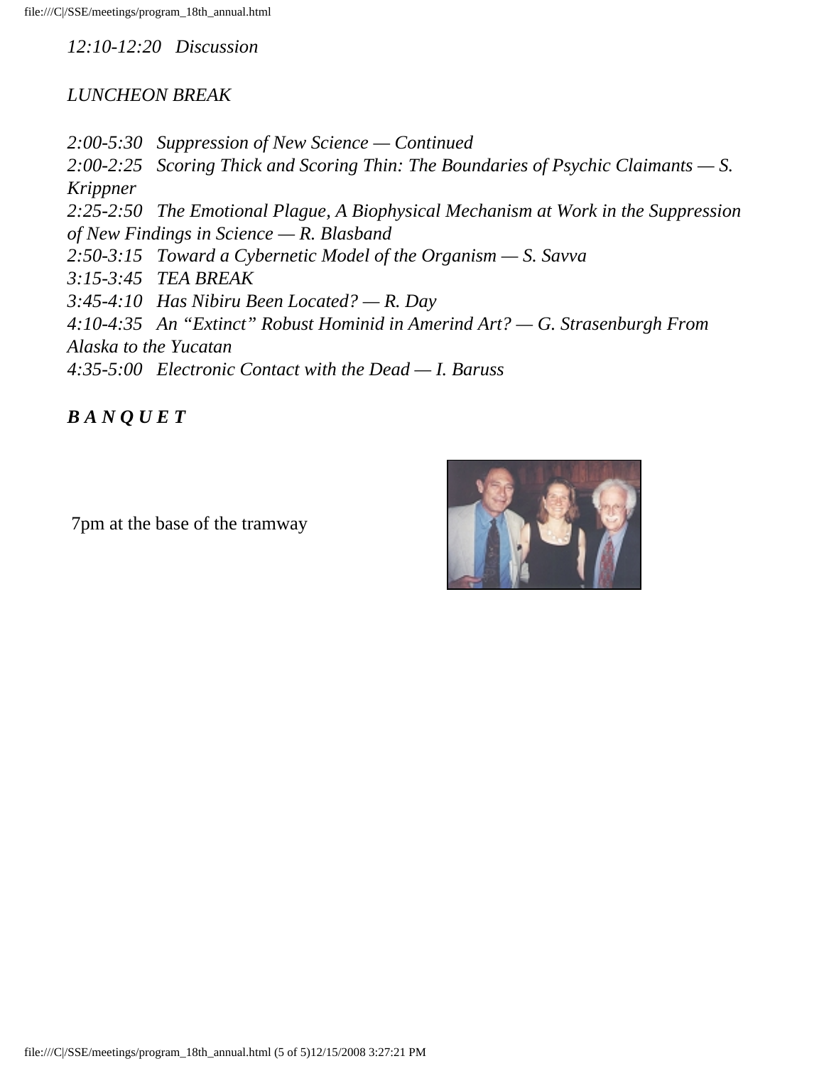*12:10-12:20   Discussion*

*LUNCHEON BREAK*

*2:00-5:30   Suppression of New Science — Continued*
*2:00-2:25   Scoring Thick and Scoring Thin: The Boundaries of Psychic Claimants — S. Krippner*
*2:25-2:50   The Emotional Plague, A Biophysical Mechanism at Work in the Suppression of New Findings in Science — R. Blasband*
*2:50-3:15   Toward a Cybernetic Model of the Organism — S. Savva*
*3:15-3:45   TEA BREAK*
*3:45-4:10   Has Nibiru Been Located? — R. Day*
*4:10-4:35   An "Extinct" Robust Hominid in Amerind Art? — G. Strasenburgh From Alaska to the Yucatan*
*4:35-5:00   Electronic Contact with the Dead — I. Baruss*

***B A N Q U E T***

7pm at the base of the tramway